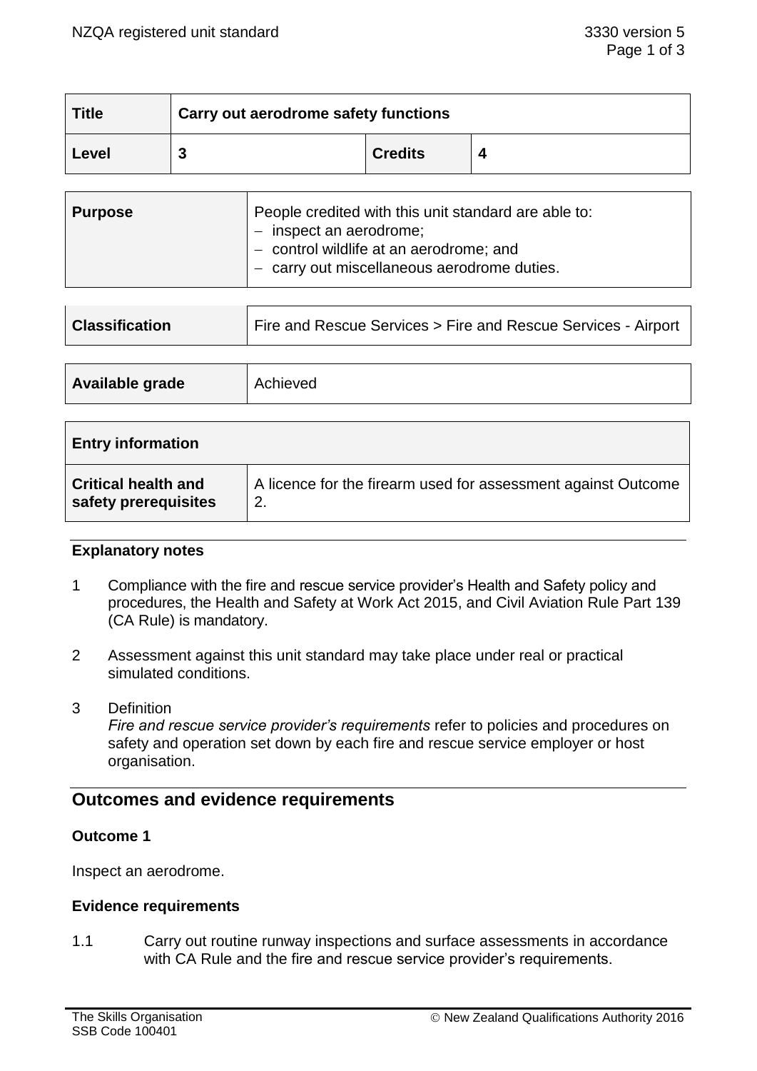| Title | Carry out aerodrome safety functions | | |
|---|---|---|---|
| Level | 3 | Credits | 4 |

| Purpose | People credited with this unit standard are able to:<br>– inspect an aerodrome;<br>– control wildlife at an aerodrome; and<br>– carry out miscellaneous aerodrome duties. |
|---|---|

| Classification | Fire and Rescue Services > Fire and Rescue Services - Airport |
|---|---|

| Available grade | Achieved |
|---|---|

| Entry information | |
|---|---|
| Critical health and safety prerequisites | A licence for the firearm used for assessment against Outcome 2. |

## Explanatory notes

1 Compliance with the fire and rescue service provider's Health and Safety policy and procedures, the Health and Safety at Work Act 2015, and Civil Aviation Rule Part 139 (CA Rule) is mandatory.

2 Assessment against this unit standard may take place under real or practical simulated conditions.

3 Definition
*Fire and rescue service provider's requirements* refer to policies and procedures on safety and operation set down by each fire and rescue service employer or host organisation.

## Outcomes and evidence requirements

### Outcome 1

Inspect an aerodrome.

### Evidence requirements

1.1 Carry out routine runway inspections and surface assessments in accordance with CA Rule and the fire and rescue service provider's requirements.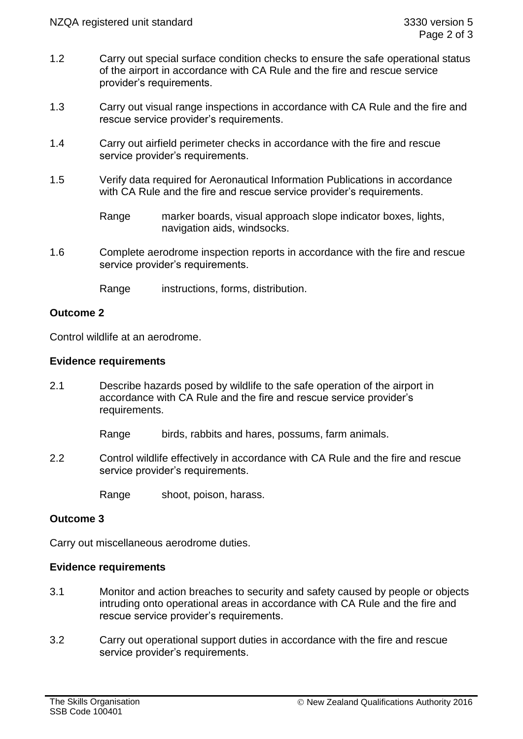1.2 Carry out special surface condition checks to ensure the safe operational status of the airport in accordance with CA Rule and the fire and rescue service provider's requirements.

1.3 Carry out visual range inspections in accordance with CA Rule and the fire and rescue service provider's requirements.

1.4 Carry out airfield perimeter checks in accordance with the fire and rescue service provider's requirements.

1.5 Verify data required for Aeronautical Information Publications in accordance with CA Rule and the fire and rescue service provider's requirements.

Range marker boards, visual approach slope indicator boxes, lights, navigation aids, windsocks.

1.6 Complete aerodrome inspection reports in accordance with the fire and rescue service provider's requirements.

Range instructions, forms, distribution.

**Outcome 2**

Control wildlife at an aerodrome.

**Evidence requirements**

2.1 Describe hazards posed by wildlife to the safe operation of the airport in accordance with CA Rule and the fire and rescue service provider's requirements.

Range birds, rabbits and hares, possums, farm animals.

2.2 Control wildlife effectively in accordance with CA Rule and the fire and rescue service provider's requirements.

Range shoot, poison, harass.

**Outcome 3**

Carry out miscellaneous aerodrome duties.

**Evidence requirements**

3.1 Monitor and action breaches to security and safety caused by people or objects intruding onto operational areas in accordance with CA Rule and the fire and rescue service provider's requirements.

3.2 Carry out operational support duties in accordance with the fire and rescue service provider's requirements.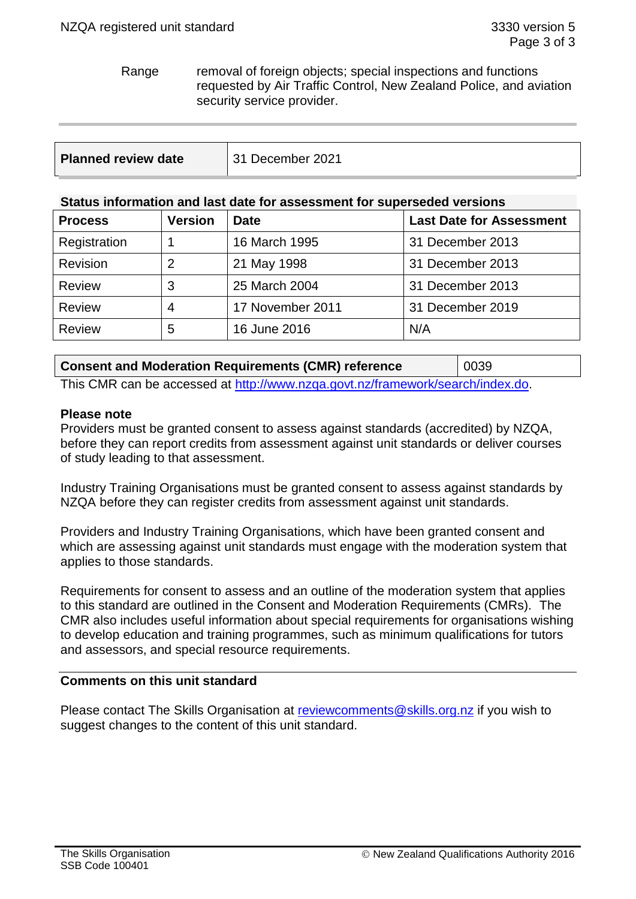Range removal of foreign objects; special inspections and functions requested by Air Traffic Control, New Zealand Police, and aviation security service provider.

| | |
|---|---|
| **Planned review date** | 31 December 2021 |

**Status information and last date for assessment for superseded versions**

| Process | Version | Date | Last Date for Assessment |
|---|---|---|---|
| Registration | 1 | 16 March 1995 | 31 December 2013 |
| Revision | 2 | 21 May 1998 | 31 December 2013 |
| Review | 3 | 25 March 2004 | 31 December 2013 |
| Review | 4 | 17 November 2011 | 31 December 2019 |
| Review | 5 | 16 June 2016 | N/A |

| | |
|---|---|
| **Consent and Moderation Requirements (CMR) reference** | 0039 |

This CMR can be accessed at http://www.nzqa.govt.nz/framework/search/index.do.

**Please note**

Providers must be granted consent to assess against standards (accredited) by NZQA, before they can report credits from assessment against unit standards or deliver courses of study leading to that assessment.

Industry Training Organisations must be granted consent to assess against standards by NZQA before they can register credits from assessment against unit standards.

Providers and Industry Training Organisations, which have been granted consent and which are assessing against unit standards must engage with the moderation system that applies to those standards.

Requirements for consent to assess and an outline of the moderation system that applies to this standard are outlined in the Consent and Moderation Requirements (CMRs). The CMR also includes useful information about special requirements for organisations wishing to develop education and training programmes, such as minimum qualifications for tutors and assessors, and special resource requirements.

**Comments on this unit standard**

Please contact The Skills Organisation at reviewcomments@skills.org.nz if you wish to suggest changes to the content of this unit standard.